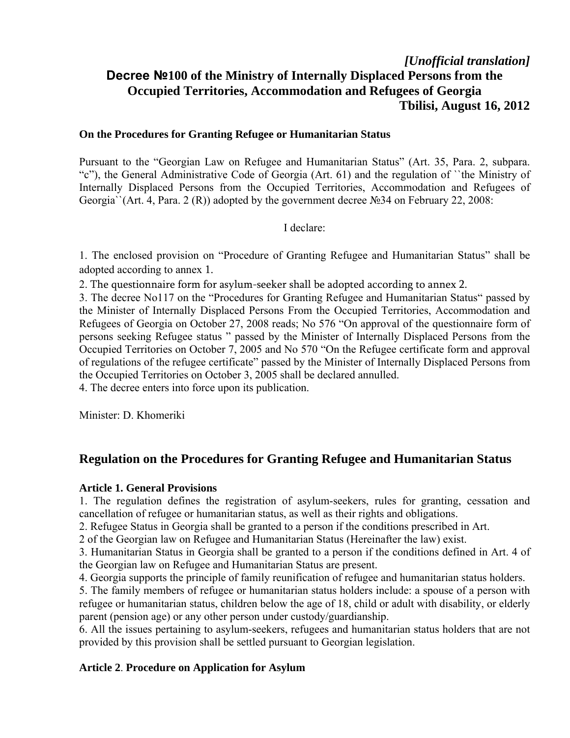*[Unofficial translation]*

# Decree №100 of the Ministry of Internally Displaced Persons from the Occupied Territories, Accommodation and Refugees of Georgia

**Tbilisi, August 16, 2012**

**On the Procedures for Granting Refugee or Humanitarian Status**

Pursuant to the "Georgian Law on Refugee and Humanitarian Status" (Art. 35, Para. 2, subpara. "c"), the General Administrative Code of Georgia (Art. 61) and the regulation of ``the Ministry of Internally Displaced Persons from the Occupied Territories, Accommodation and Refugees of Georgia``(Art. 4, Para. 2 (R)) adopted by the government decree №34 on February 22, 2008:

I declare:

1. The enclosed provision on "Procedure of Granting Refugee and Humanitarian Status" shall be adopted according to annex 1.
2. The questionnaire form for asylum-seeker shall be adopted according to annex 2.
3. The decree No117 on the "Procedures for Granting Refugee and Humanitarian Status" passed by the Minister of Internally Displaced Persons From the Occupied Territories, Accommodation and Refugees of Georgia on October 27, 2008 reads; No 576 "On approval of the questionnaire form of persons seeking Refugee status " passed by the Minister of Internally Displaced Persons from the Occupied Territories on October 7, 2005 and No 570 "On the Refugee certificate form and approval of regulations of the refugee certificate" passed by the Minister of Internally Displaced Persons from the Occupied Territories on October 3, 2005 shall be declared annulled.
4. The decree enters into force upon its publication.

Minister: D. Khomeriki

## Regulation on the Procedures for Granting Refugee and Humanitarian Status

### Article 1. General Provisions

1. The regulation defines the registration of asylum-seekers, rules for granting, cessation and cancellation of refugee or humanitarian status, as well as their rights and obligations.
2. Refugee Status in Georgia shall be granted to a person if the conditions prescribed in Art. 2 of the Georgian law on Refugee and Humanitarian Status (Hereinafter the law) exist.
3. Humanitarian Status in Georgia shall be granted to a person if the conditions defined in Art. 4 of the Georgian law on Refugee and Humanitarian Status are present.
4. Georgia supports the principle of family reunification of refugee and humanitarian status holders.
5. The family members of refugee or humanitarian status holders include: a spouse of a person with refugee or humanitarian status, children below the age of 18, child or adult with disability, or elderly parent (pension age) or any other person under custody/guardianship.
6. All the issues pertaining to asylum-seekers, refugees and humanitarian status holders that are not provided by this provision shall be settled pursuant to Georgian legislation.

### Article 2. Procedure on Application for Asylum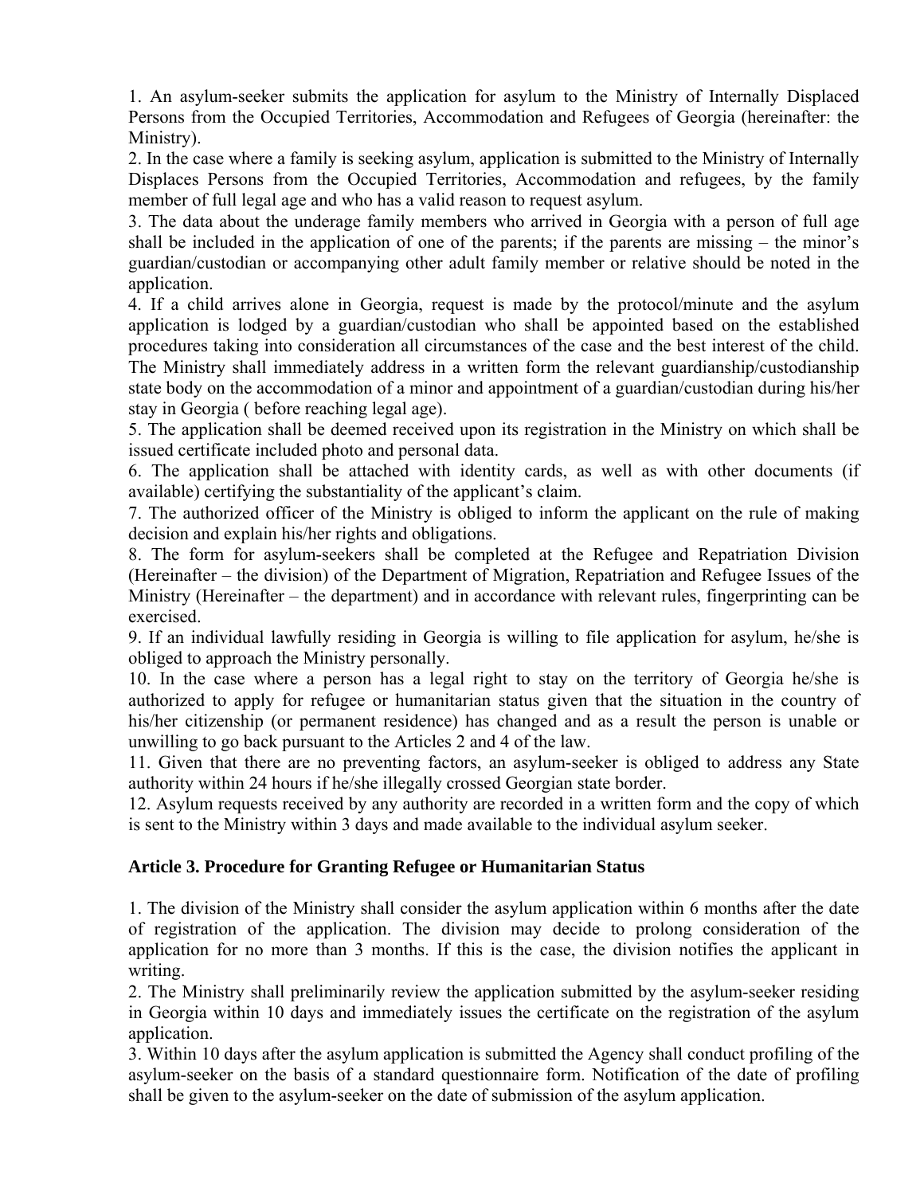1. An asylum-seeker submits the application for asylum to the Ministry of Internally Displaced Persons from the Occupied Territories, Accommodation and Refugees of Georgia (hereinafter: the Ministry).

2. In the case where a family is seeking asylum, application is submitted to the Ministry of Internally Displaces Persons from the Occupied Territories, Accommodation and refugees, by the family member of full legal age and who has a valid reason to request asylum.

3. The data about the underage family members who arrived in Georgia with a person of full age shall be included in the application of one of the parents; if the parents are missing – the minor's guardian/custodian or accompanying other adult family member or relative should be noted in the application.

4. If a child arrives alone in Georgia, request is made by the protocol/minute and the asylum application is lodged by a guardian/custodian who shall be appointed based on the established procedures taking into consideration all circumstances of the case and the best interest of the child. The Ministry shall immediately address in a written form the relevant guardianship/custodianship state body on the accommodation of a minor and appointment of a guardian/custodian during his/her stay in Georgia ( before reaching legal age).

5. The application shall be deemed received upon its registration in the Ministry on which shall be issued certificate included photo and personal data.

6. The application shall be attached with identity cards, as well as with other documents (if available) certifying the substantiality of the applicant's claim.

7. The authorized officer of the Ministry is obliged to inform the applicant on the rule of making decision and explain his/her rights and obligations.

8. The form for asylum-seekers shall be completed at the Refugee and Repatriation Division (Hereinafter – the division) of the Department of Migration, Repatriation and Refugee Issues of the Ministry (Hereinafter – the department) and in accordance with relevant rules, fingerprinting can be exercised.

9. If an individual lawfully residing in Georgia is willing to file application for asylum, he/she is obliged to approach the Ministry personally.

10. In the case where a person has a legal right to stay on the territory of Georgia he/she is authorized to apply for refugee or humanitarian status given that the situation in the country of his/her citizenship (or permanent residence) has changed and as a result the person is unable or unwilling to go back pursuant to the Articles 2 and 4 of the law.

11. Given that there are no preventing factors, an asylum-seeker is obliged to address any State authority within 24 hours if he/she illegally crossed Georgian state border.

12. Asylum requests received by any authority are recorded in a written form and the copy of which is sent to the Ministry within 3 days and made available to the individual asylum seeker.

### Article 3. Procedure for Granting Refugee or Humanitarian Status

1. The division of the Ministry shall consider the asylum application within 6 months after the date of registration of the application. The division may decide to prolong consideration of the application for no more than 3 months. If this is the case, the division notifies the applicant in writing.

2. The Ministry shall preliminarily review the application submitted by the asylum-seeker residing in Georgia within 10 days and immediately issues the certificate on the registration of the asylum application.

3. Within 10 days after the asylum application is submitted the Agency shall conduct profiling of the asylum-seeker on the basis of a standard questionnaire form. Notification of the date of profiling shall be given to the asylum-seeker on the date of submission of the asylum application.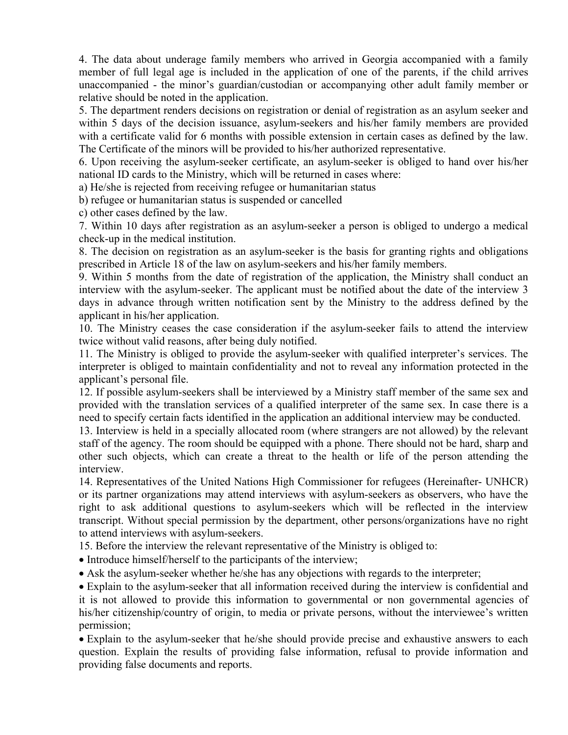4. The data about underage family members who arrived in Georgia accompanied with a family member of full legal age is included in the application of one of the parents, if the child arrives unaccompanied - the minor's guardian/custodian or accompanying other adult family member or relative should be noted in the application.

5. The department renders decisions on registration or denial of registration as an asylum seeker and within 5 days of the decision issuance, asylum-seekers and his/her family members are provided with a certificate valid for 6 months with possible extension in certain cases as defined by the law. The Certificate of the minors will be provided to his/her authorized representative.

6. Upon receiving the asylum-seeker certificate, an asylum-seeker is obliged to hand over his/her national ID cards to the Ministry, which will be returned in cases where:

a) He/she is rejected from receiving refugee or humanitarian status

b) refugee or humanitarian status is suspended or cancelled

c) other cases defined by the law.

7. Within 10 days after registration as an asylum-seeker a person is obliged to undergo a medical check-up in the medical institution.

8. The decision on registration as an asylum-seeker is the basis for granting rights and obligations prescribed in Article 18 of the law on asylum-seekers and his/her family members.

9. Within 5 months from the date of registration of the application, the Ministry shall conduct an interview with the asylum-seeker. The applicant must be notified about the date of the interview 3 days in advance through written notification sent by the Ministry to the address defined by the applicant in his/her application.

10. The Ministry ceases the case consideration if the asylum-seeker fails to attend the interview twice without valid reasons, after being duly notified.

11. The Ministry is obliged to provide the asylum-seeker with qualified interpreter's services. The interpreter is obliged to maintain confidentiality and not to reveal any information protected in the applicant's personal file.

12. If possible asylum-seekers shall be interviewed by a Ministry staff member of the same sex and provided with the translation services of a qualified interpreter of the same sex. In case there is a need to specify certain facts identified in the application an additional interview may be conducted.

13. Interview is held in a specially allocated room (where strangers are not allowed) by the relevant staff of the agency. The room should be equipped with a phone. There should not be hard, sharp and other such objects, which can create a threat to the health or life of the person attending the interview.

14. Representatives of the United Nations High Commissioner for refugees (Hereinafter- UNHCR) or its partner organizations may attend interviews with asylum-seekers as observers, who have the right to ask additional questions to asylum-seekers which will be reflected in the interview transcript. Without special permission by the department, other persons/organizations have no right to attend interviews with asylum-seekers.

15. Before the interview the relevant representative of the Ministry is obliged to:

- Introduce himself/herself to the participants of the interview;
- Ask the asylum-seeker whether he/she has any objections with regards to the interpreter;
- Explain to the asylum-seeker that all information received during the interview is confidential and it is not allowed to provide this information to governmental or non governmental agencies of his/her citizenship/country of origin, to media or private persons, without the interviewee's written permission;
- Explain to the asylum-seeker that he/she should provide precise and exhaustive answers to each question. Explain the results of providing false information, refusal to provide information and providing false documents and reports.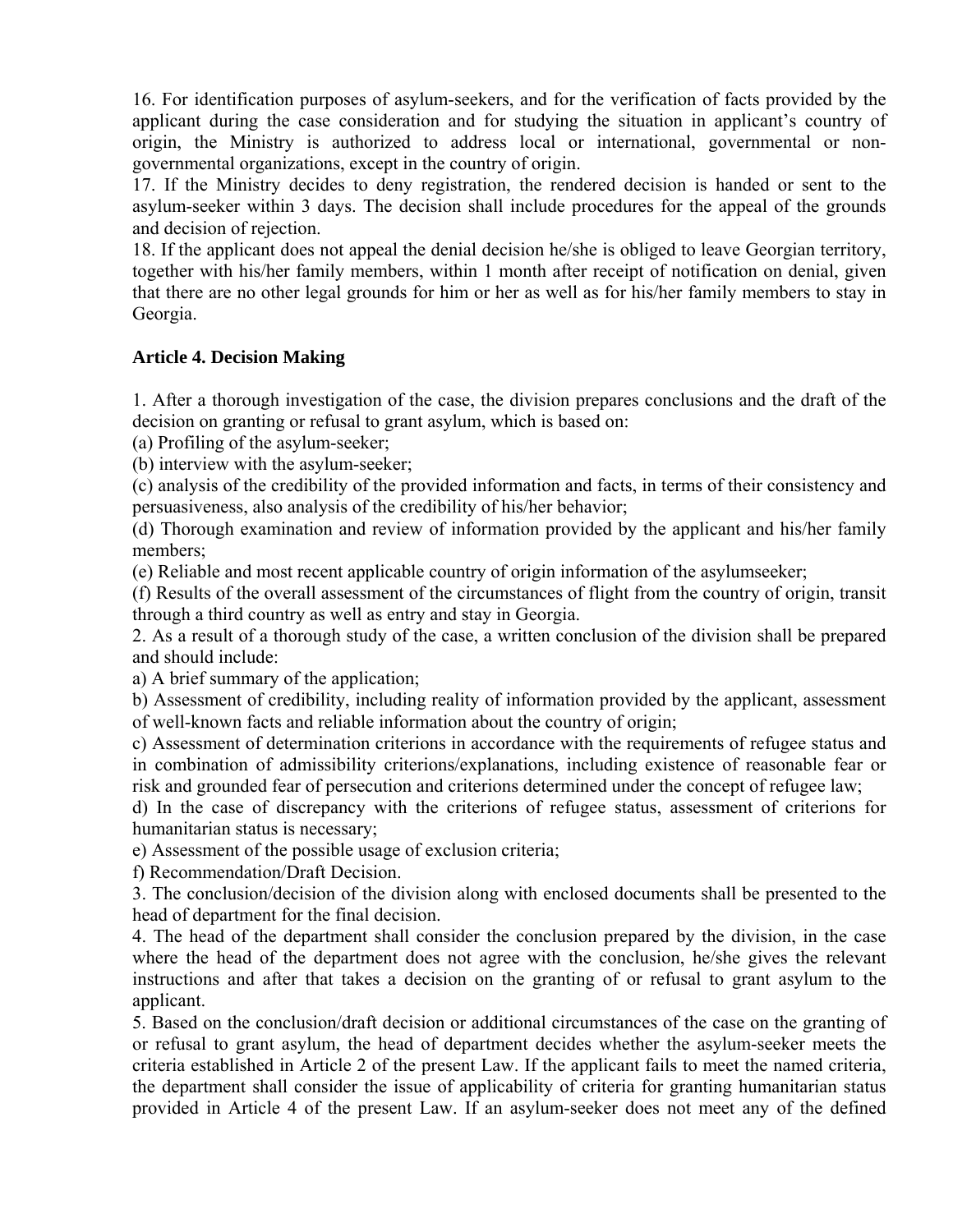16. For identification purposes of asylum-seekers, and for the verification of facts provided by the applicant during the case consideration and for studying the situation in applicant's country of origin, the Ministry is authorized to address local or international, governmental or non-governmental organizations, except in the country of origin.

17. If the Ministry decides to deny registration, the rendered decision is handed or sent to the asylum-seeker within 3 days. The decision shall include procedures for the appeal of the grounds and decision of rejection.

18. If the applicant does not appeal the denial decision he/she is obliged to leave Georgian territory, together with his/her family members, within 1 month after receipt of notification on denial, given that there are no other legal grounds for him or her as well as for his/her family members to stay in Georgia.

**Article 4. Decision Making**

1. After a thorough investigation of the case, the division prepares conclusions and the draft of the decision on granting or refusal to grant asylum, which is based on:
(a) Profiling of the asylum-seeker;
(b) interview with the asylum-seeker;
(c) analysis of the credibility of the provided information and facts, in terms of their consistency and persuasiveness, also analysis of the credibility of his/her behavior;
(d) Thorough examination and review of information provided by the applicant and his/her family members;
(e) Reliable and most recent applicable country of origin information of the asylumseeker;
(f) Results of the overall assessment of the circumstances of flight from the country of origin, transit through a third country as well as entry and stay in Georgia.

2. As a result of a thorough study of the case, a written conclusion of the division shall be prepared and should include:
a) A brief summary of the application;
b) Assessment of credibility, including reality of information provided by the applicant, assessment of well-known facts and reliable information about the country of origin;
c) Assessment of determination criterions in accordance with the requirements of refugee status and in combination of admissibility criterions/explanations, including existence of reasonable fear or risk and grounded fear of persecution and criterions determined under the concept of refugee law;
d) In the case of discrepancy with the criterions of refugee status, assessment of criterions for humanitarian status is necessary;
e) Assessment of the possible usage of exclusion criteria;
f) Recommendation/Draft Decision.

3. The conclusion/decision of the division along with enclosed documents shall be presented to the head of department for the final decision.

4. The head of the department shall consider the conclusion prepared by the division, in the case where the head of the department does not agree with the conclusion, he/she gives the relevant instructions and after that takes a decision on the granting of or refusal to grant asylum to the applicant.

5. Based on the conclusion/draft decision or additional circumstances of the case on the granting of or refusal to grant asylum, the head of department decides whether the asylum-seeker meets the criteria established in Article 2 of the present Law. If the applicant fails to meet the named criteria, the department shall consider the issue of applicability of criteria for granting humanitarian status provided in Article 4 of the present Law. If an asylum-seeker does not meet any of the defined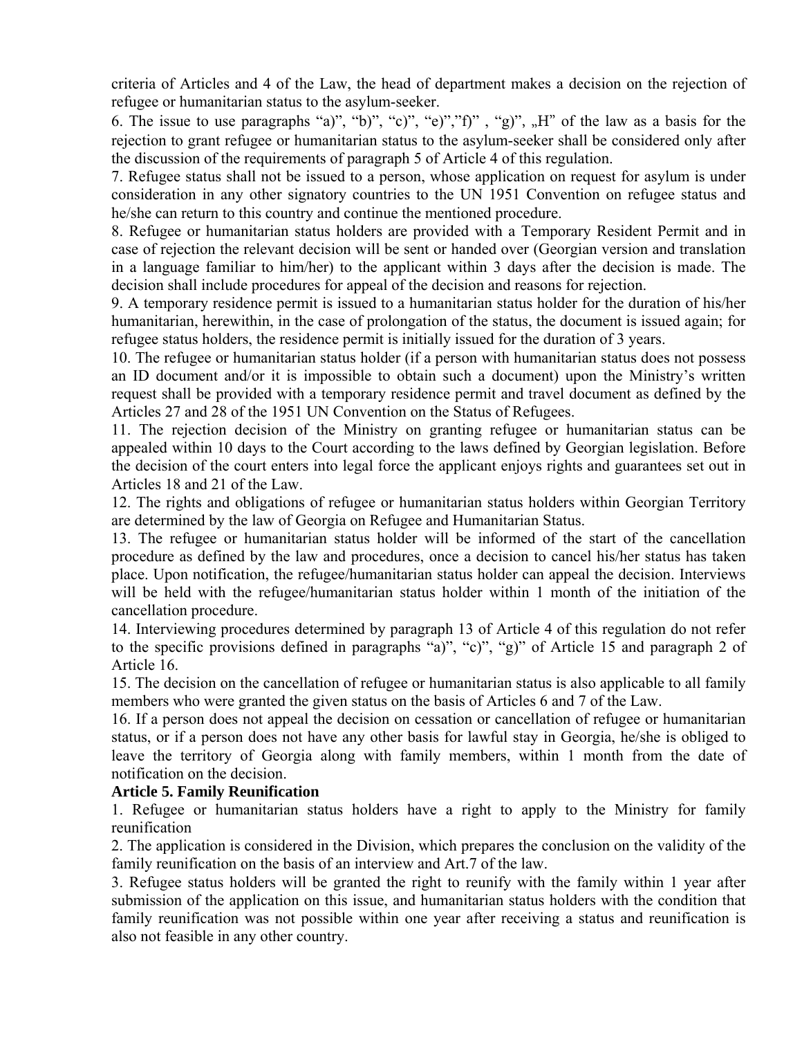criteria of Articles and 4 of the Law, the head of department makes a decision on the rejection of refugee or humanitarian status to the asylum-seeker.

6. The issue to use paragraphs "a)", "b)", "c)", "e)","f)" , "g)", „H" of the law as a basis for the rejection to grant refugee or humanitarian status to the asylum-seeker shall be considered only after the discussion of the requirements of paragraph 5 of Article 4 of this regulation.

7. Refugee status shall not be issued to a person, whose application on request for asylum is under consideration in any other signatory countries to the UN 1951 Convention on refugee status and he/she can return to this country and continue the mentioned procedure.

8. Refugee or humanitarian status holders are provided with a Temporary Resident Permit and in case of rejection the relevant decision will be sent or handed over (Georgian version and translation in a language familiar to him/her) to the applicant within 3 days after the decision is made. The decision shall include procedures for appeal of the decision and reasons for rejection.

9. A temporary residence permit is issued to a humanitarian status holder for the duration of his/her humanitarian, herewithin, in the case of prolongation of the status, the document is issued again; for refugee status holders, the residence permit is initially issued for the duration of 3 years.

10. The refugee or humanitarian status holder (if a person with humanitarian status does not possess an ID document and/or it is impossible to obtain such a document) upon the Ministry's written request shall be provided with a temporary residence permit and travel document as defined by the Articles 27 and 28 of the 1951 UN Convention on the Status of Refugees.

11. The rejection decision of the Ministry on granting refugee or humanitarian status can be appealed within 10 days to the Court according to the laws defined by Georgian legislation. Before the decision of the court enters into legal force the applicant enjoys rights and guarantees set out in Articles 18 and 21 of the Law.

12. The rights and obligations of refugee or humanitarian status holders within Georgian Territory are determined by the law of Georgia on Refugee and Humanitarian Status.

13. The refugee or humanitarian status holder will be informed of the start of the cancellation procedure as defined by the law and procedures, once a decision to cancel his/her status has taken place. Upon notification, the refugee/humanitarian status holder can appeal the decision. Interviews will be held with the refugee/humanitarian status holder within 1 month of the initiation of the cancellation procedure.

14. Interviewing procedures determined by paragraph 13 of Article 4 of this regulation do not refer to the specific provisions defined in paragraphs "a)", "c)", "g)" of Article 15 and paragraph 2 of Article 16.

15. The decision on the cancellation of refugee or humanitarian status is also applicable to all family members who were granted the given status on the basis of Articles 6 and 7 of the Law.

16. If a person does not appeal the decision on cessation or cancellation of refugee or humanitarian status, or if a person does not have any other basis for lawful stay in Georgia, he/she is obliged to leave the territory of Georgia along with family members, within 1 month from the date of notification on the decision.

**Article 5. Family Reunification**

1. Refugee or humanitarian status holders have a right to apply to the Ministry for family reunification

2. The application is considered in the Division, which prepares the conclusion on the validity of the family reunification on the basis of an interview and Art.7 of the law.

3. Refugee status holders will be granted the right to reunify with the family within 1 year after submission of the application on this issue, and humanitarian status holders with the condition that family reunification was not possible within one year after receiving a status and reunification is also not feasible in any other country.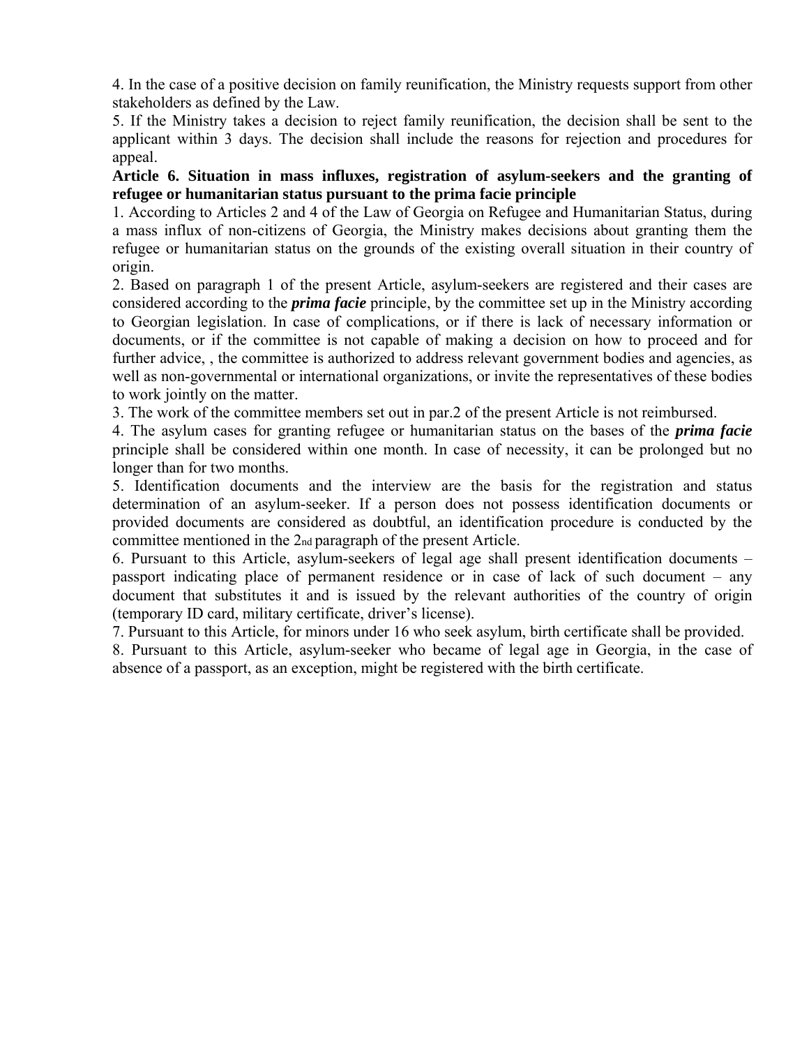4. In the case of a positive decision on family reunification, the Ministry requests support from other stakeholders as defined by the Law.

5. If the Ministry takes a decision to reject family reunification, the decision shall be sent to the applicant within 3 days. The decision shall include the reasons for rejection and procedures for appeal.

**Article 6. Situation in mass influxes, registration of asylum-seekers and the granting of refugee or humanitarian status pursuant to the prima facie principle**

1. According to Articles 2 and 4 of the Law of Georgia on Refugee and Humanitarian Status, during a mass influx of non-citizens of Georgia, the Ministry makes decisions about granting them the refugee or humanitarian status on the grounds of the existing overall situation in their country of origin.

2. Based on paragraph 1 of the present Article, asylum-seekers are registered and their cases are considered according to the ***prima facie*** principle, by the committee set up in the Ministry according to Georgian legislation. In case of complications, or if there is lack of necessary information or documents, or if the committee is not capable of making a decision on how to proceed and for further advice, , the committee is authorized to address relevant government bodies and agencies, as well as non-governmental or international organizations, or invite the representatives of these bodies to work jointly on the matter.

3. The work of the committee members set out in par.2 of the present Article is not reimbursed.

4. The asylum cases for granting refugee or humanitarian status on the bases of the ***prima facie*** principle shall be considered within one month. In case of necessity, it can be prolonged but no longer than for two months.

5. Identification documents and the interview are the basis for the registration and status determination of an asylum-seeker. If a person does not possess identification documents or provided documents are considered as doubtful, an identification procedure is conducted by the committee mentioned in the 2nd paragraph of the present Article.

6. Pursuant to this Article, asylum-seekers of legal age shall present identification documents – passport indicating place of permanent residence or in case of lack of such document – any document that substitutes it and is issued by the relevant authorities of the country of origin (temporary ID card, military certificate, driver's license).

7. Pursuant to this Article, for minors under 16 who seek asylum, birth certificate shall be provided.

8. Pursuant to this Article, asylum-seeker who became of legal age in Georgia, in the case of absence of a passport, as an exception, might be registered with the birth certificate.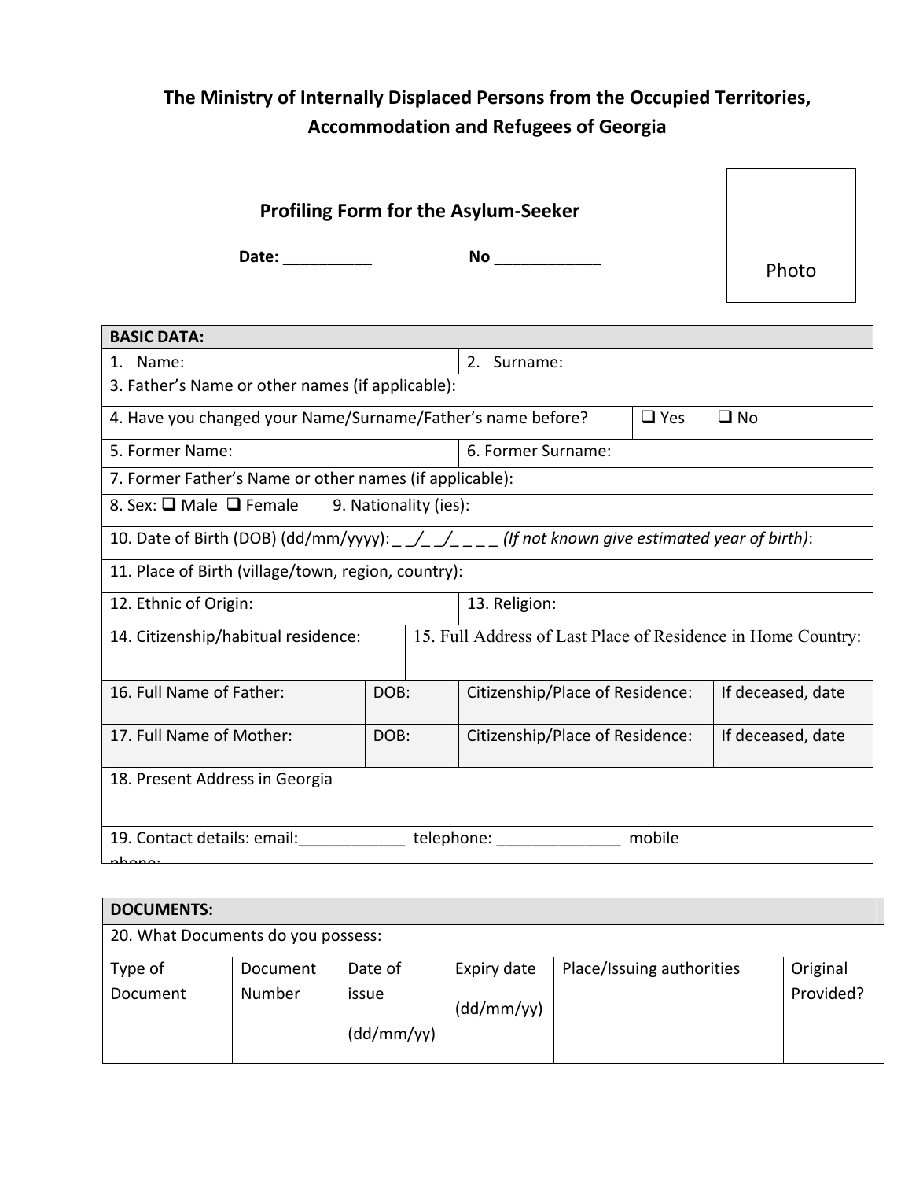**The Ministry of Internally Displaced Persons from the Occupied Territories, Accommodation and Refugees of Georgia**

**Profiling Form for the Asylum-Seeker**

**Date: __________ No ____________**

Photo

| **BASIC DATA:** | | | |
|---|---|---|---|
| 1. Name: | 2. Surname: | | |
| 3. Father's Name or other names (if applicable): | | | |
| 4. Have you changed your Name/Surname/Father's name before? | ❑ Yes ❑ No | | |
| 5. Former Name: | 6. Former Surname: | | |
| 7. Former Father's Name or other names (if applicable): | | | |
| 8. Sex: ❑ Male ❑ Female | 9. Nationality (ies): | | |
| 10. Date of Birth (DOB) (dd/mm/yyyy): _ _/_ _/_ _ _ _ *(If not known give estimated year of birth)*: | | | |
| 11. Place of Birth (village/town, region, country): | | | |
| 12. Ethnic of Origin: | 13. Religion: | | |
| 14. Citizenship/habitual residence: | 15. Full Address of Last Place of Residence in Home Country: | | |
| 16. Full Name of Father: | DOB: | Citizenship/Place of Residence: | If deceased, date |
| 17. Full Name of Mother: | DOB: | Citizenship/Place of Residence: | If deceased, date |
| 18. Present Address in Georgia | | | |
| 19. Contact details: email:____________ telephone: ______________ mobile phone: | | | |

| **DOCUMENTS:** | | | | | |
|---|---|---|---|---|---|
| 20. What Documents do you possess: | | | | | |
| Type of Document | Document Number | Date of issue (dd/mm/yy) | Expiry date (dd/mm/yy) | Place/Issuing authorities | Original Provided? |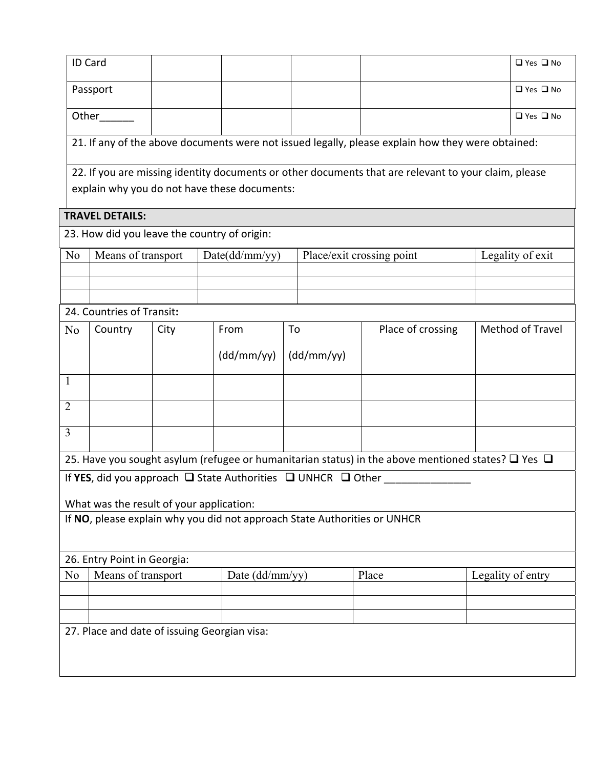| ID Card | | | | | ❑ Yes ❑ No |
|---|---|---|---|---|---|
| Passport | | | | | ❑ Yes ❑ No |
| Other______ | | | | | ❑ Yes ❑ No |

21. If any of the above documents were not issued legally, please explain how they were obtained:

22. If you are missing identity documents or other documents that are relevant to your claim, please explain why you do not have these documents:

**TRAVEL DETAILS:**

23. How did you leave the country of origin:

| No | Means of transport | Date(dd/mm/yy) | Place/exit crossing point | Legality of exit |
|---|---|---|---|---|
| | | | | |
| | | | | |
| | | | | |

24. Countries of Transit**:**

| No | Country | City | From (dd/mm/yy) | To (dd/mm/yy) | Place of crossing | Method of Travel |
|---|---|---|---|---|---|---|
| 1 | | | | | | |
| 2 | | | | | | |
| 3 | | | | | | |

25. Have you sought asylum (refugee or humanitarian status) in the above mentioned states? ❑ Yes ❑

If **YES**, did you approach ❑ State Authorities ❑ UNHCR ❑ Other _______________

What was the result of your application:

If **NO**, please explain why you did not approach State Authorities or UNHCR

26. Entry Point in Georgia:

| No | Means of transport | Date (dd/mm/yy) | Place | Legality of entry |
|---|---|---|---|---|
| | | | | |
| | | | | |
| | | | | |

27. Place and date of issuing Georgian visa: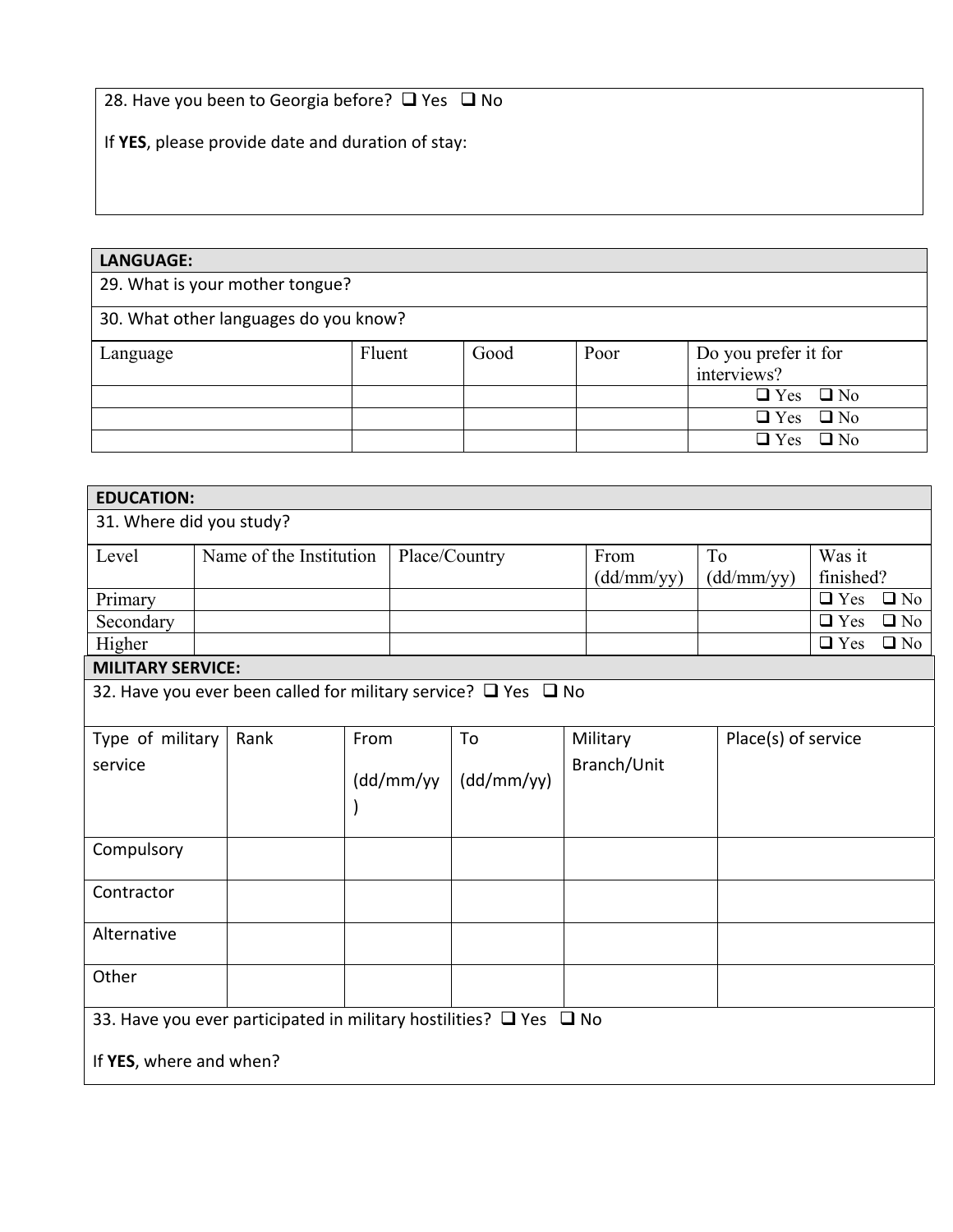28. Have you been to Georgia before? ❑ Yes ❑ No

If **YES**, please provide date and duration of stay:

| **LANGUAGE:** | | | | |
|---|---|---|---|---|
| 29. What is your mother tongue? | | | | |
| 30. What other languages do you know? | | | | |
| Language | Fluent | Good | Poor | Do you prefer it for interviews? |
| | | | | ❑ Yes ❑ No |
| | | | | ❑ Yes ❑ No |
| | | | | ❑ Yes ❑ No |

| **EDUCATION:** | | | | | |
|---|---|---|---|---|---|
| 31. Where did you study? | | | | | |
| Level | Name of the Institution | Place/Country | From (dd/mm/yy) | To (dd/mm/yy) | Was it finished? |
| Primary | | | | | ❑ Yes ❑ No |
| Secondary | | | | | ❑ Yes ❑ No |
| Higher | | | | | ❑ Yes ❑ No |

| **MILITARY SERVICE:** | | | | | |
|---|---|---|---|---|---|
| 32. Have you ever been called for military service? ❑ Yes ❑ No | | | | | |
| Type of military service | Rank | From (dd/mm/yy) | To (dd/mm/yy) | Military Branch/Unit | Place(s) of service |
| Compulsory | | | | | |
| Contractor | | | | | |
| Alternative | | | | | |
| Other | | | | | |

33. Have you ever participated in military hostilities? ❑ Yes ❑ No

If **YES**, where and when?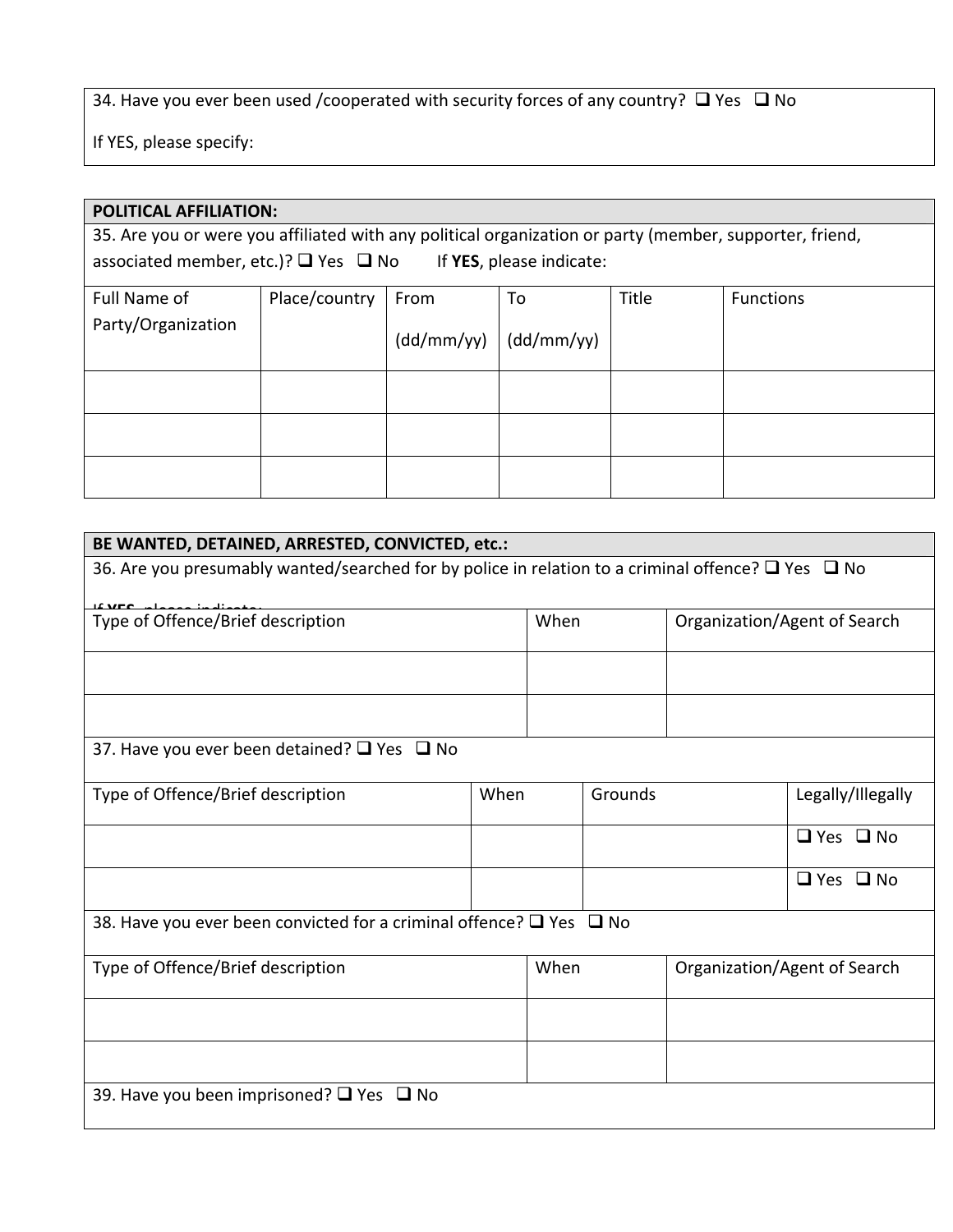34. Have you ever been used /cooperated with security forces of any country? ❑ Yes ❑ No

If YES, please specify:

**POLITICAL AFFILIATION:**

35. Are you or were you affiliated with any political organization or party (member, supporter, friend, associated member, etc.)? ❑ Yes ❑ No If **YES**, please indicate:

| Full Name of Party/Organization | Place/country | From (dd/mm/yy) | To (dd/mm/yy) | Title | Functions |
|---|---|---|---|---|---|
| | | | | | |
| | | | | | |
| | | | | | |

**BE WANTED, DETAINED, ARRESTED, CONVICTED, etc.:**

36. Are you presumably wanted/searched for by police in relation to a criminal offence? ❑ Yes ❑ No

If **YES**, please indicate:

| Type of Offence/Brief description | When | Organization/Agent of Search |
|---|---|---|
| | | |
| | | |

37. Have you ever been detained? ❑ Yes ❑ No

| Type of Offence/Brief description | When | Grounds | Legally/Illegally |
|---|---|---|---|
| | | | ❑ Yes ❑ No |
| | | | ❑ Yes ❑ No |

38. Have you ever been convicted for a criminal offence? ❑ Yes ❑ No

| Type of Offence/Brief description | When | Organization/Agent of Search |
|---|---|---|
| | | |
| | | |

39. Have you been imprisoned? ❑ Yes ❑ No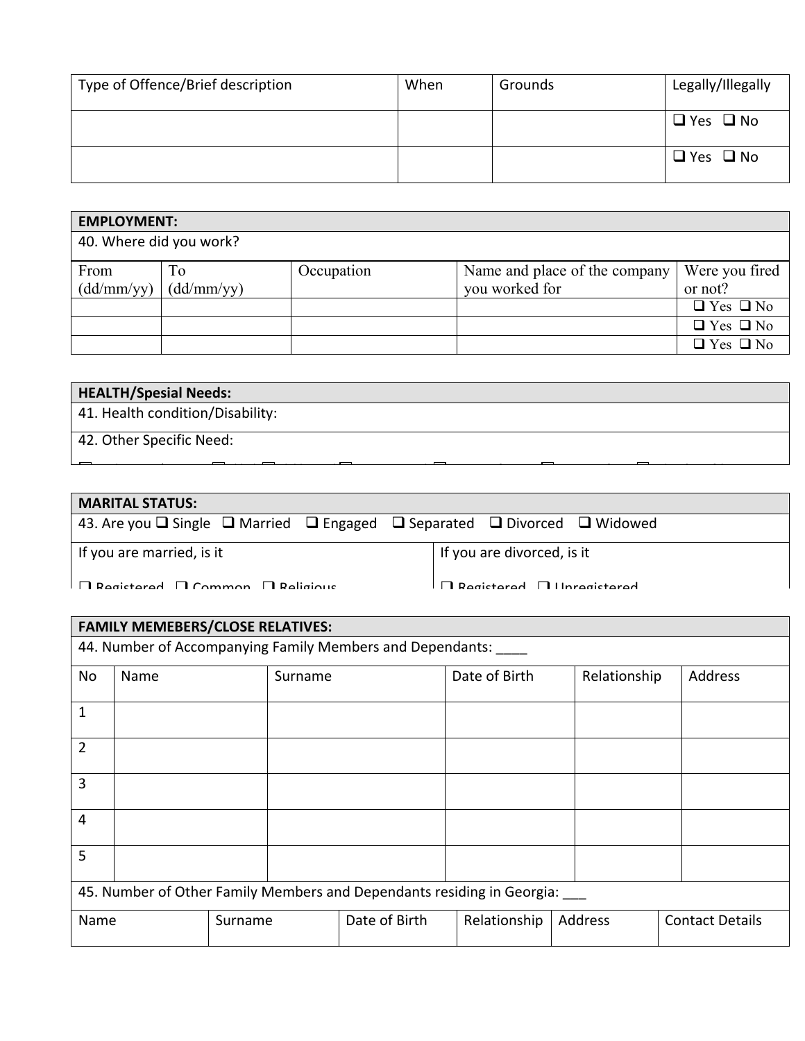| Type of Offence/Brief description | When | Grounds | Legally/Illegally |
|---|---|---|---|
| | | | ❑ Yes ❑ No |
| | | | ❑ Yes ❑ No |

| **EMPLOYMENT:** | | | | |
|---|---|---|---|---|
| 40. Where did you work? | | | | |
| From (dd/mm/yy) | To (dd/mm/yy) | Occupation | Name and place of the company you worked for | Were you fired or not? |
| | | | | ❑ Yes ❑ No |
| | | | | ❑ Yes ❑ No |
| | | | | ❑ Yes ❑ No |

| **HEALTH/Spesial Needs:** |
|---|
| 41. Health condition/Disability: |
| 42. Other Specific Need: |

| **MARITAL STATUS:** | |
|---|---|
| 43. Are you ❑ Single ❑ Married ❑ Engaged ❑ Separated ❑ Divorced ❑ Widowed | |
| If you are married, is it<br>❑ Registered ❑ Common ❑ Religious | If you are divorced, is it<br>❑ Registered ❑ Unregistered |

| **FAMILY MEMEBERS/CLOSE RELATIVES:** | | | | | |
|---|---|---|---|---|---|
| 44. Number of Accompanying Family Members and Dependants: ____ | | | | | |
| No | Name | Surname | Date of Birth | Relationship | Address |
| 1 | | | | | |
| 2 | | | | | |
| 3 | | | | | |
| 4 | | | | | |
| 5 | | | | | |

45. Number of Other Family Members and Dependants residing in Georgia: ___

| Name | Surname | Date of Birth | Relationship | Address | Contact Details |
|---|---|---|---|---|---|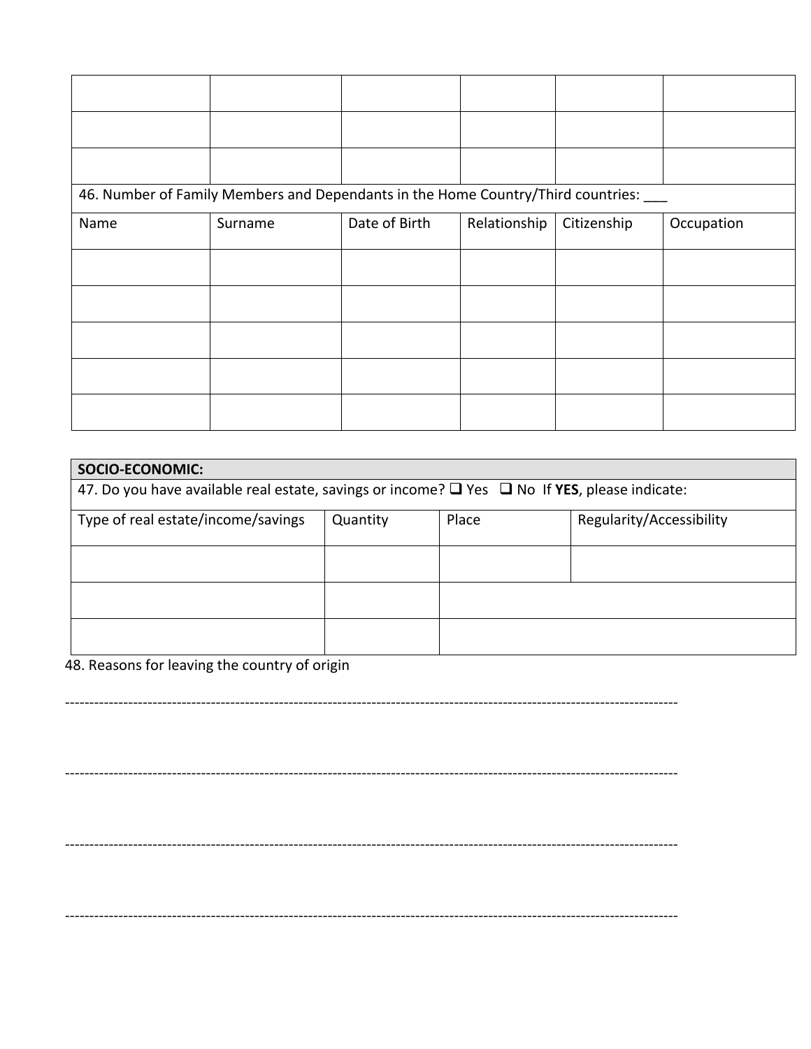| | | | | | |
|---|---|---|---|---|---|
| | | | | | |
| | | | | | |
| | | | | | |
| 46. Number of Family Members and Dependants in the Home Country/Third countries: ___ | | | | | |
| Name | Surname | Date of Birth | Relationship | Citizenship | Occupation |
| | | | | | |
| | | | | | |
| | | | | | |
| | | | | | |
| | | | | | |

| **SOCIO-ECONOMIC:** | | | |
|---|---|---|---|
| 47. Do you have available real estate, savings or income? ❑ Yes ❑ No If **YES**, please indicate: | | | |
| Type of real estate/income/savings | Quantity | Place | Regularity/Accessibility |
| | | | |
| | | | |
| | | | |

48. Reasons for leaving the country of origin

-----------------------------------------------------------------------------------------------------------------------------

-----------------------------------------------------------------------------------------------------------------------------

-----------------------------------------------------------------------------------------------------------------------------

-----------------------------------------------------------------------------------------------------------------------------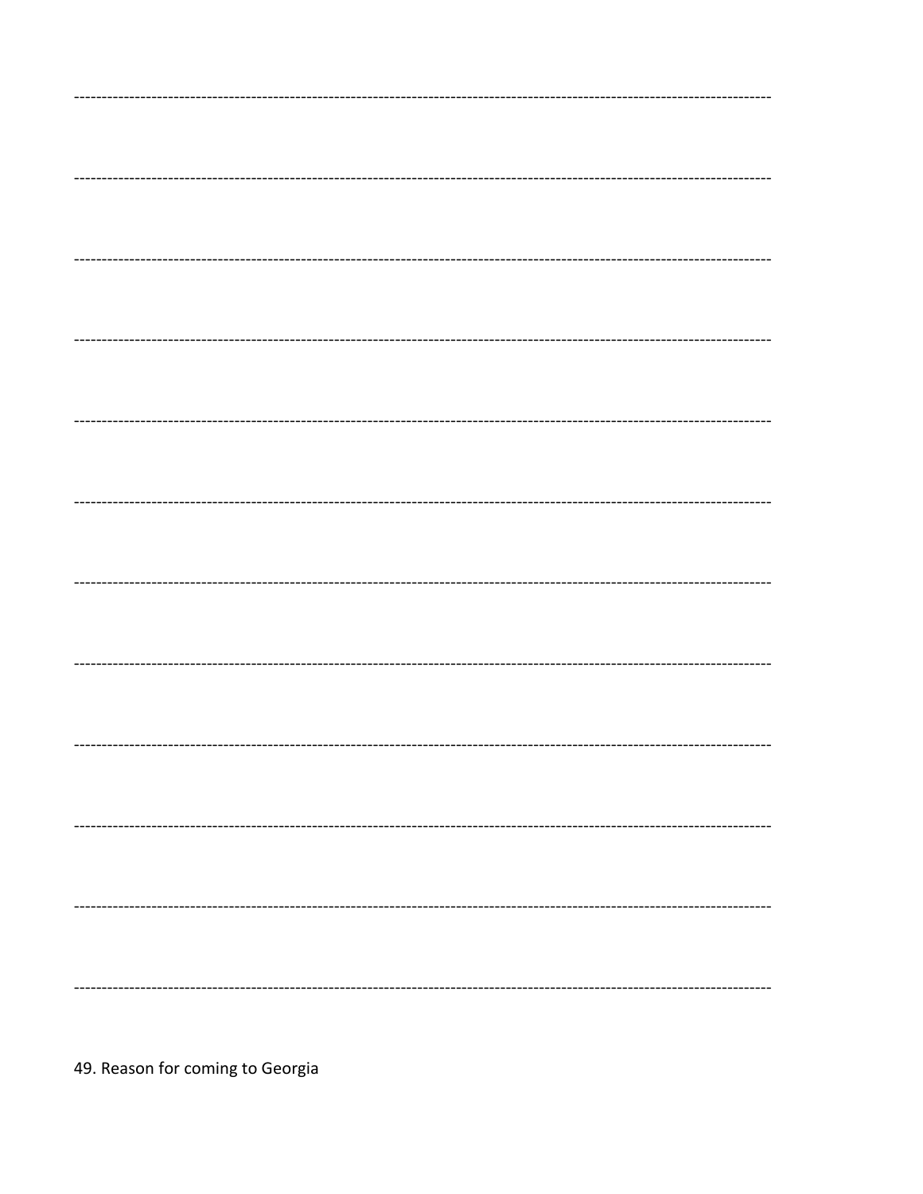---

---

---

---

---

---

---

---

---

---

---

---

49. Reason for coming to Georgia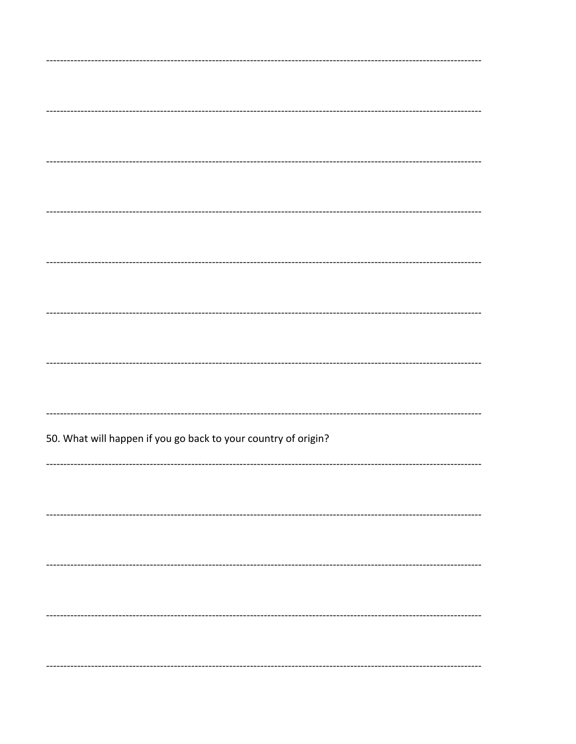---

---

---

---

---

---

---

---

50. What will happen if you go back to your country of origin?

---

---

---

---

---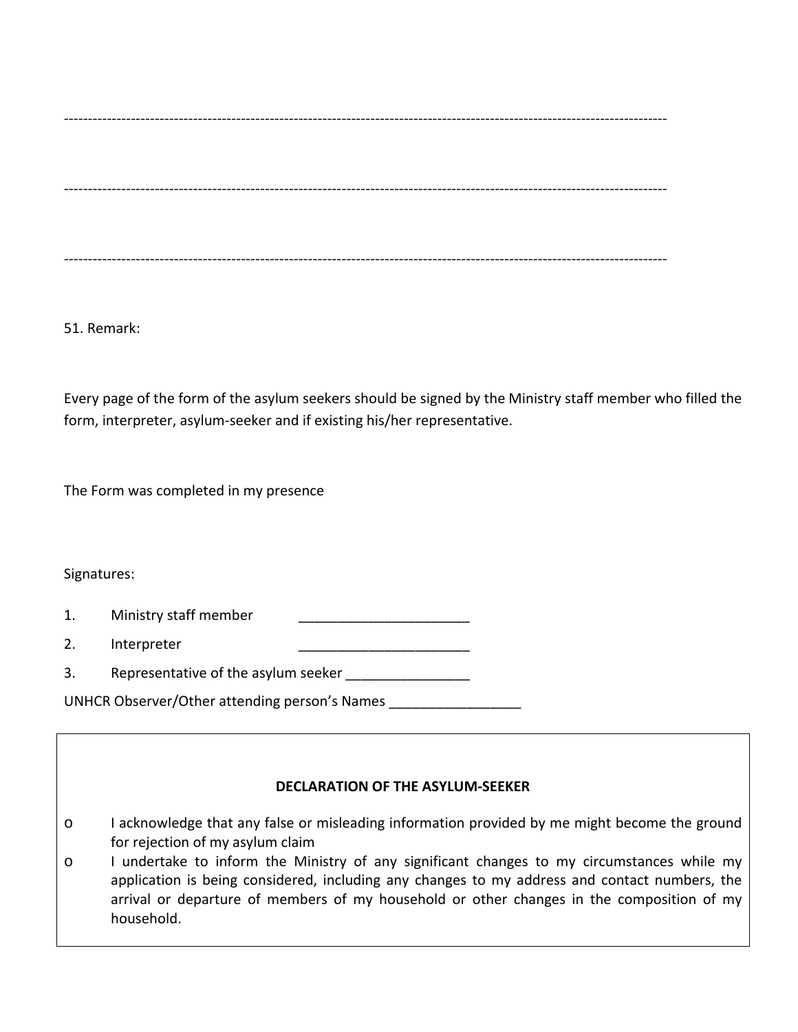---------------------------------------------------------------------------------------------------------------------------

---------------------------------------------------------------------------------------------------------------------------

---------------------------------------------------------------------------------------------------------------------------

51. Remark:

Every page of the form of the asylum seekers should be signed by the Ministry staff member who filled the form, interpreter, asylum-seeker and if existing his/her representative.

The Form was completed in my presence

Signatures:

1. Ministry staff member ______________________
2. Interpreter ______________________
3. Representative of the asylum seeker ________________

UNHCR Observer/Other attending person's Names _________________

**DECLARATION OF THE ASYLUM-SEEKER**

- o I acknowledge that any false or misleading information provided by me might become the ground for rejection of my asylum claim
- o I undertake to inform the Ministry of any significant changes to my circumstances while my application is being considered, including any changes to my address and contact numbers, the arrival or departure of members of my household or other changes in the composition of my household.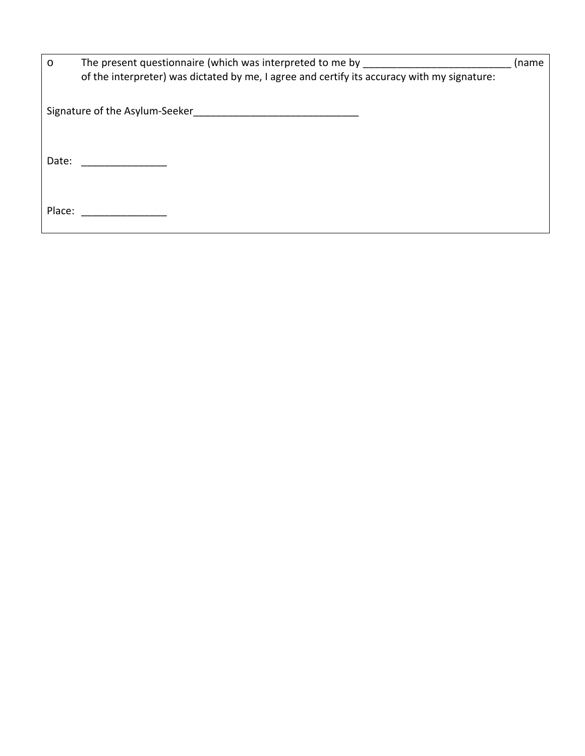o The present questionnaire (which was interpreted to me by __________________________ (name of the interpreter) was dictated by me, I agree and certify its accuracy with my signature:

Signature of the Asylum-Seeker_____________________________

Date: _______________

Place: _______________